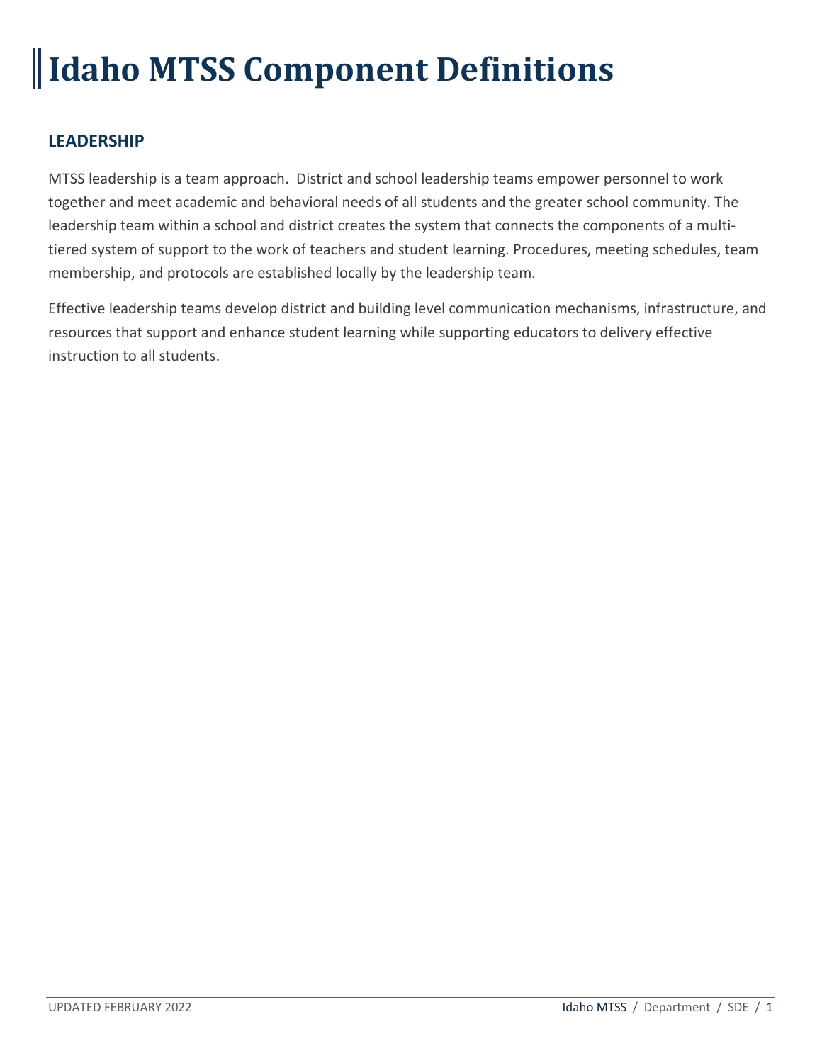# Idaho MTSS Component Definitions

## LEADERSHIP

MTSS leadership is a team approach. District and school leadership teams empower personnel to work together and meet academic and behavioral needs of all students and the greater school community. The leadership team within a school and district creates the system that connects the components of a multi-tiered system of support to the work of teachers and student learning. Procedures, meeting schedules, team membership, and protocols are established locally by the leadership team.

Effective leadership teams develop district and building level communication mechanisms, infrastructure, and resources that support and enhance student learning while supporting educators to delivery effective instruction to all students.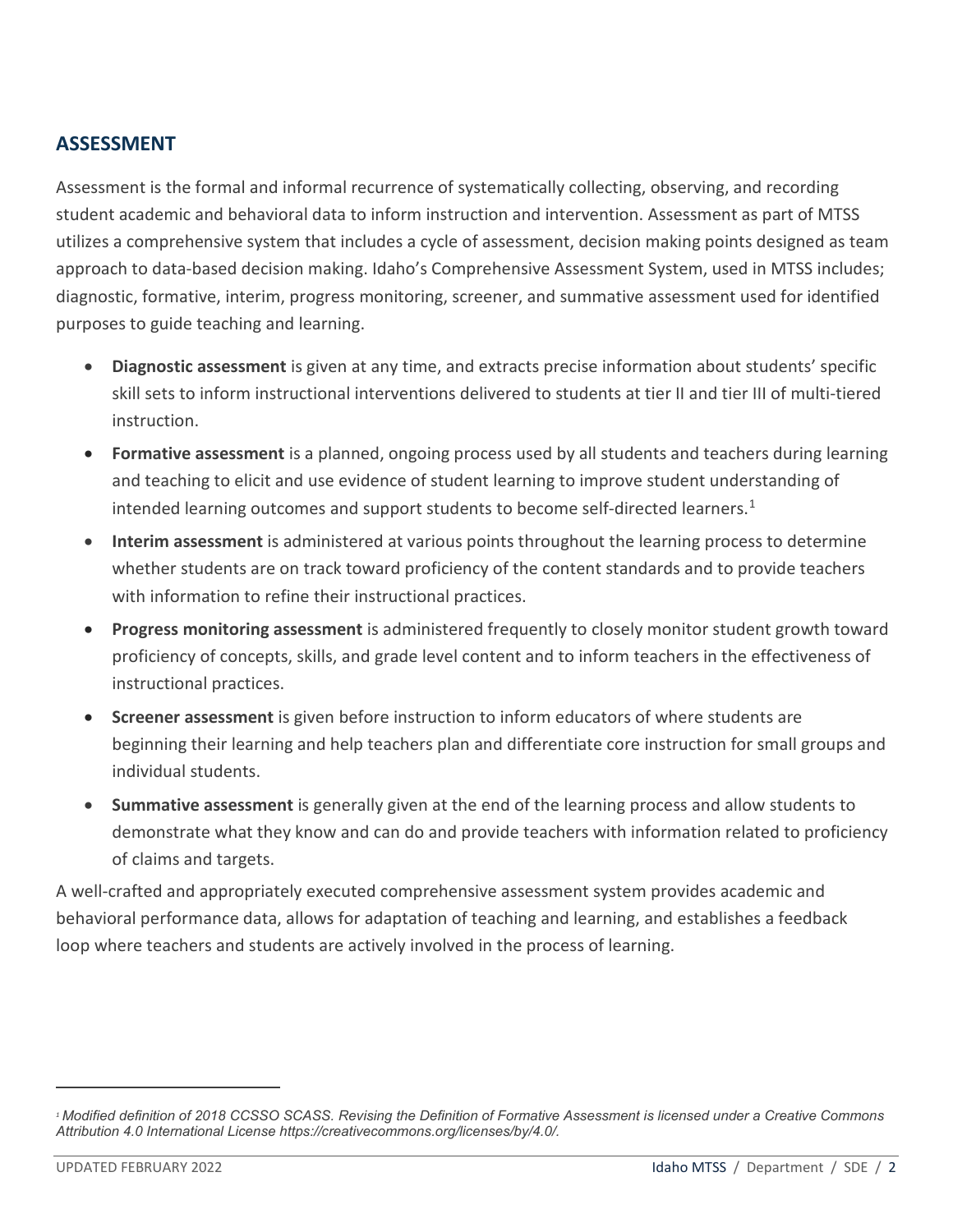## ASSESSMENT

Assessment is the formal and informal recurrence of systematically collecting, observing, and recording student academic and behavioral data to inform instruction and intervention. Assessment as part of MTSS utilizes a comprehensive system that includes a cycle of assessment, decision making points designed as team approach to data-based decision making. Idaho's Comprehensive Assessment System, used in MTSS includes; diagnostic, formative, interim, progress monitoring, screener, and summative assessment used for identified purposes to guide teaching and learning.

- **Diagnostic assessment** is given at any time, and extracts precise information about students' specific skill sets to inform instructional interventions delivered to students at tier II and tier III of multi-tiered instruction.
- **Formative assessment** is a planned, ongoing process used by all students and teachers during learning and teaching to elicit and use evidence of student learning to improve student understanding of intended learning outcomes and support students to become self-directed learners.[1]
- **Interim assessment** is administered at various points throughout the learning process to determine whether students are on track toward proficiency of the content standards and to provide teachers with information to refine their instructional practices.
- **Progress monitoring assessment** is administered frequently to closely monitor student growth toward proficiency of concepts, skills, and grade level content and to inform teachers in the effectiveness of instructional practices.
- **Screener assessment** is given before instruction to inform educators of where students are beginning their learning and help teachers plan and differentiate core instruction for small groups and individual students.
- **Summative assessment** is generally given at the end of the learning process and allow students to demonstrate what they know and can do and provide teachers with information related to proficiency of claims and targets.

A well-crafted and appropriately executed comprehensive assessment system provides academic and behavioral performance data, allows for adaptation of teaching and learning, and establishes a feedback loop where teachers and students are actively involved in the process of learning.

---

[1] *Modified definition of 2018 CCSSO SCASS. Revising the Definition of Formative Assessment is licensed under a Creative Commons Attribution 4.0 International License https://creativecommons.org/licenses/by/4.0/.*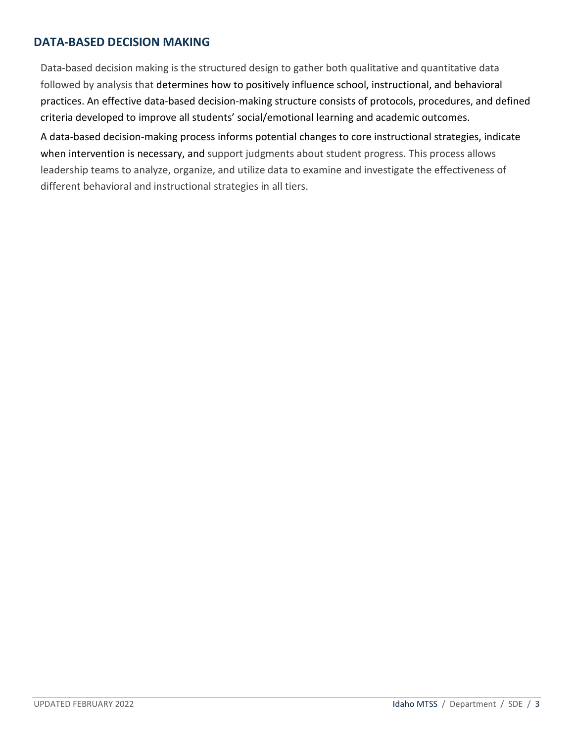## DATA-BASED DECISION MAKING

Data-based decision making is the structured design to gather both qualitative and quantitative data followed by analysis that determines how to positively influence school, instructional, and behavioral practices. An effective data-based decision-making structure consists of protocols, procedures, and defined criteria developed to improve all students' social/emotional learning and academic outcomes.

A data-based decision-making process informs potential changes to core instructional strategies, indicate when intervention is necessary, and support judgments about student progress. This process allows leadership teams to analyze, organize, and utilize data to examine and investigate the effectiveness of different behavioral and instructional strategies in all tiers.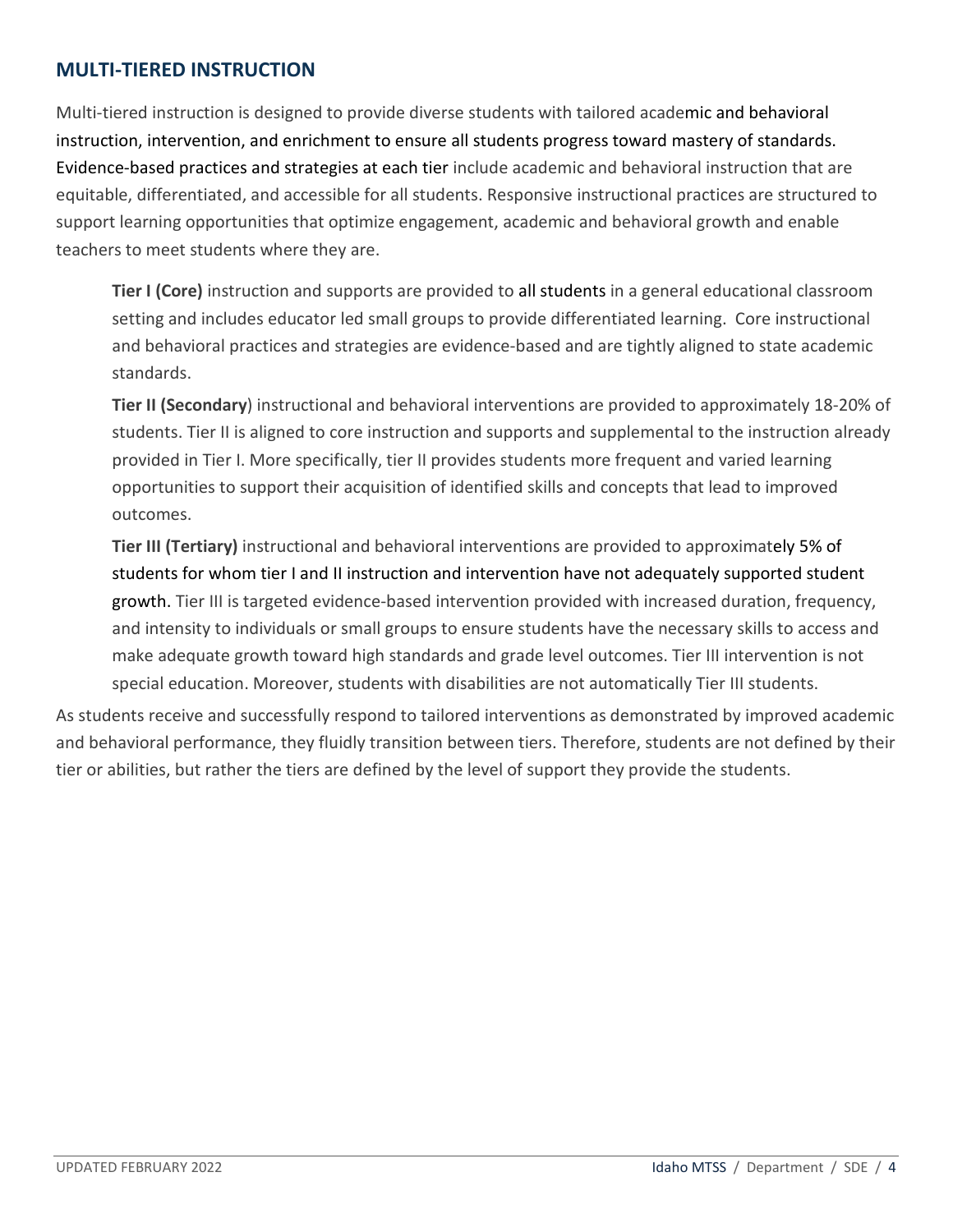## MULTI-TIERED INSTRUCTION

Multi-tiered instruction is designed to provide diverse students with tailored academic and behavioral instruction, intervention, and enrichment to ensure all students progress toward mastery of standards. Evidence-based practices and strategies at each tier include academic and behavioral instruction that are equitable, differentiated, and accessible for all students. Responsive instructional practices are structured to support learning opportunities that optimize engagement, academic and behavioral growth and enable teachers to meet students where they are.

**Tier I (Core)** instruction and supports are provided to all students in a general educational classroom setting and includes educator led small groups to provide differentiated learning. Core instructional and behavioral practices and strategies are evidence-based and are tightly aligned to state academic standards.

**Tier II (Secondary**) instructional and behavioral interventions are provided to approximately 18-20% of students. Tier II is aligned to core instruction and supports and supplemental to the instruction already provided in Tier I. More specifically, tier II provides students more frequent and varied learning opportunities to support their acquisition of identified skills and concepts that lead to improved outcomes.

**Tier III (Tertiary)** instructional and behavioral interventions are provided to approximately 5% of students for whom tier I and II instruction and intervention have not adequately supported student growth. Tier III is targeted evidence-based intervention provided with increased duration, frequency, and intensity to individuals or small groups to ensure students have the necessary skills to access and make adequate growth toward high standards and grade level outcomes. Tier III intervention is not special education. Moreover, students with disabilities are not automatically Tier III students.

As students receive and successfully respond to tailored interventions as demonstrated by improved academic and behavioral performance, they fluidly transition between tiers. Therefore, students are not defined by their tier or abilities, but rather the tiers are defined by the level of support they provide the students.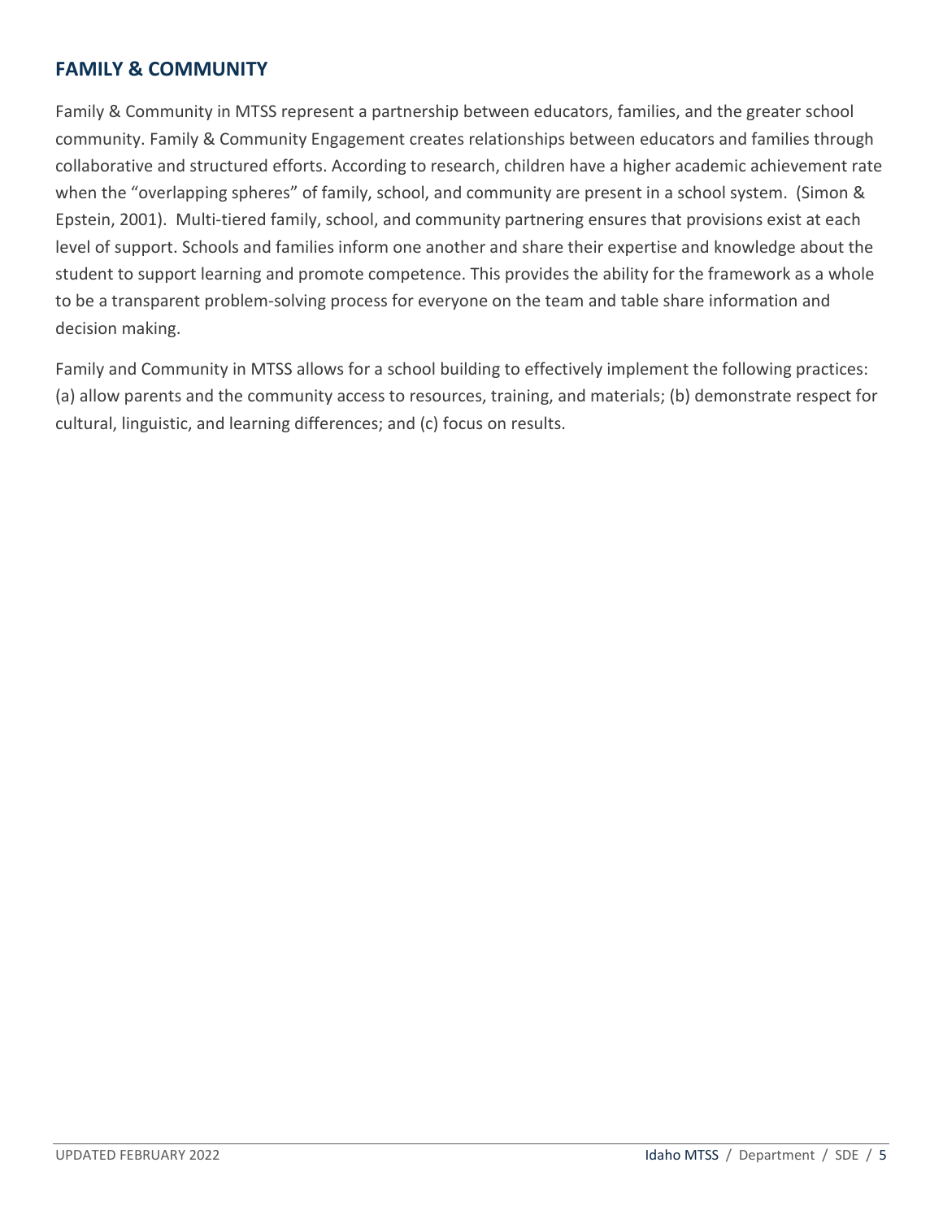## FAMILY & COMMUNITY

Family & Community in MTSS represent a partnership between educators, families, and the greater school community. Family & Community Engagement creates relationships between educators and families through collaborative and structured efforts. According to research, children have a higher academic achievement rate when the "overlapping spheres" of family, school, and community are present in a school system. (Simon & Epstein, 2001). Multi-tiered family, school, and community partnering ensures that provisions exist at each level of support. Schools and families inform one another and share their expertise and knowledge about the student to support learning and promote competence. This provides the ability for the framework as a whole to be a transparent problem-solving process for everyone on the team and table share information and decision making.

Family and Community in MTSS allows for a school building to effectively implement the following practices: (a) allow parents and the community access to resources, training, and materials; (b) demonstrate respect for cultural, linguistic, and learning differences; and (c) focus on results.